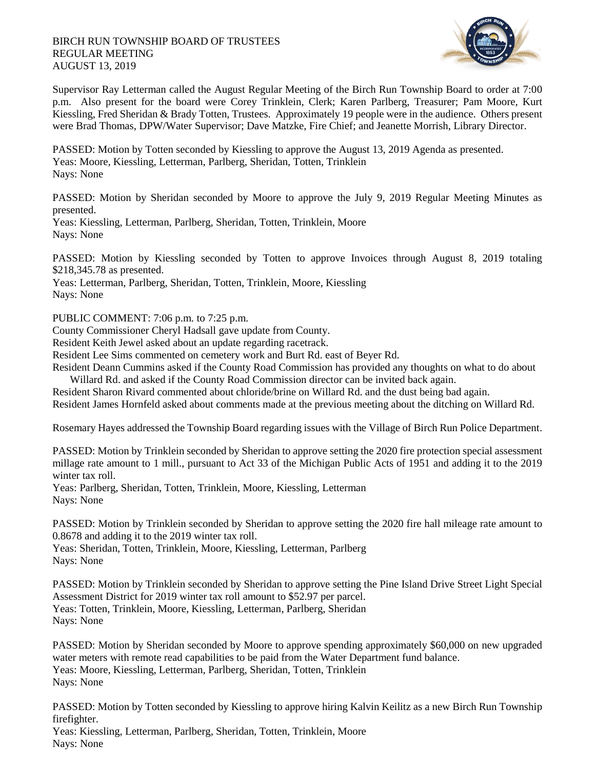BIRCH RUN TOWNSHIP BOARD OF TRUSTEES
REGULAR MEETING
AUGUST 13, 2019

Supervisor Ray Letterman called the August Regular Meeting of the Birch Run Township Board to order at 7:00 p.m. Also present for the board were Corey Trinklein, Clerk; Karen Parlberg, Treasurer; Pam Moore, Kurt Kiessling, Fred Sheridan & Brady Totten, Trustees. Approximately 19 people were in the audience. Others present were Brad Thomas, DPW/Water Supervisor; Dave Matzke, Fire Chief; and Jeanette Morrish, Library Director.

PASSED: Motion by Totten seconded by Kiessling to approve the August 13, 2019 Agenda as presented.
Yeas: Moore, Kiessling, Letterman, Parlberg, Sheridan, Totten, Trinklein
Nays: None

PASSED: Motion by Sheridan seconded by Moore to approve the July 9, 2019 Regular Meeting Minutes as presented.
Yeas: Kiessling, Letterman, Parlberg, Sheridan, Totten, Trinklein, Moore
Nays: None

PASSED: Motion by Kiessling seconded by Totten to approve Invoices through August 8, 2019 totaling $218,345.78 as presented.
Yeas: Letterman, Parlberg, Sheridan, Totten, Trinklein, Moore, Kiessling
Nays: None

PUBLIC COMMENT: 7:06 p.m. to 7:25 p.m.
County Commissioner Cheryl Hadsall gave update from County.
Resident Keith Jewel asked about an update regarding racetrack.
Resident Lee Sims commented on cemetery work and Burt Rd. east of Beyer Rd.
Resident Deann Cummins asked if the County Road Commission has provided any thoughts on what to do about Willard Rd. and asked if the County Road Commission director can be invited back again.
Resident Sharon Rivard commented about chloride/brine on Willard Rd. and the dust being bad again.
Resident James Hornfeld asked about comments made at the previous meeting about the ditching on Willard Rd.

Rosemary Hayes addressed the Township Board regarding issues with the Village of Birch Run Police Department.

PASSED: Motion by Trinklein seconded by Sheridan to approve setting the 2020 fire protection special assessment millage rate amount to 1 mill., pursuant to Act 33 of the Michigan Public Acts of 1951 and adding it to the 2019 winter tax roll.
Yeas: Parlberg, Sheridan, Totten, Trinklein, Moore, Kiessling, Letterman
Nays: None

PASSED: Motion by Trinklein seconded by Sheridan to approve setting the 2020 fire hall mileage rate amount to 0.8678 and adding it to the 2019 winter tax roll.
Yeas: Sheridan, Totten, Trinklein, Moore, Kiessling, Letterman, Parlberg
Nays: None

PASSED: Motion by Trinklein seconded by Sheridan to approve setting the Pine Island Drive Street Light Special Assessment District for 2019 winter tax roll amount to $52.97 per parcel.
Yeas: Totten, Trinklein, Moore, Kiessling, Letterman, Parlberg, Sheridan
Nays: None

PASSED: Motion by Sheridan seconded by Moore to approve spending approximately $60,000 on new upgraded water meters with remote read capabilities to be paid from the Water Department fund balance.
Yeas: Moore, Kiessling, Letterman, Parlberg, Sheridan, Totten, Trinklein
Nays: None

PASSED: Motion by Totten seconded by Kiessling to approve hiring Kalvin Keilitz as a new Birch Run Township firefighter.
Yeas: Kiessling, Letterman, Parlberg, Sheridan, Totten, Trinklein, Moore
Nays: None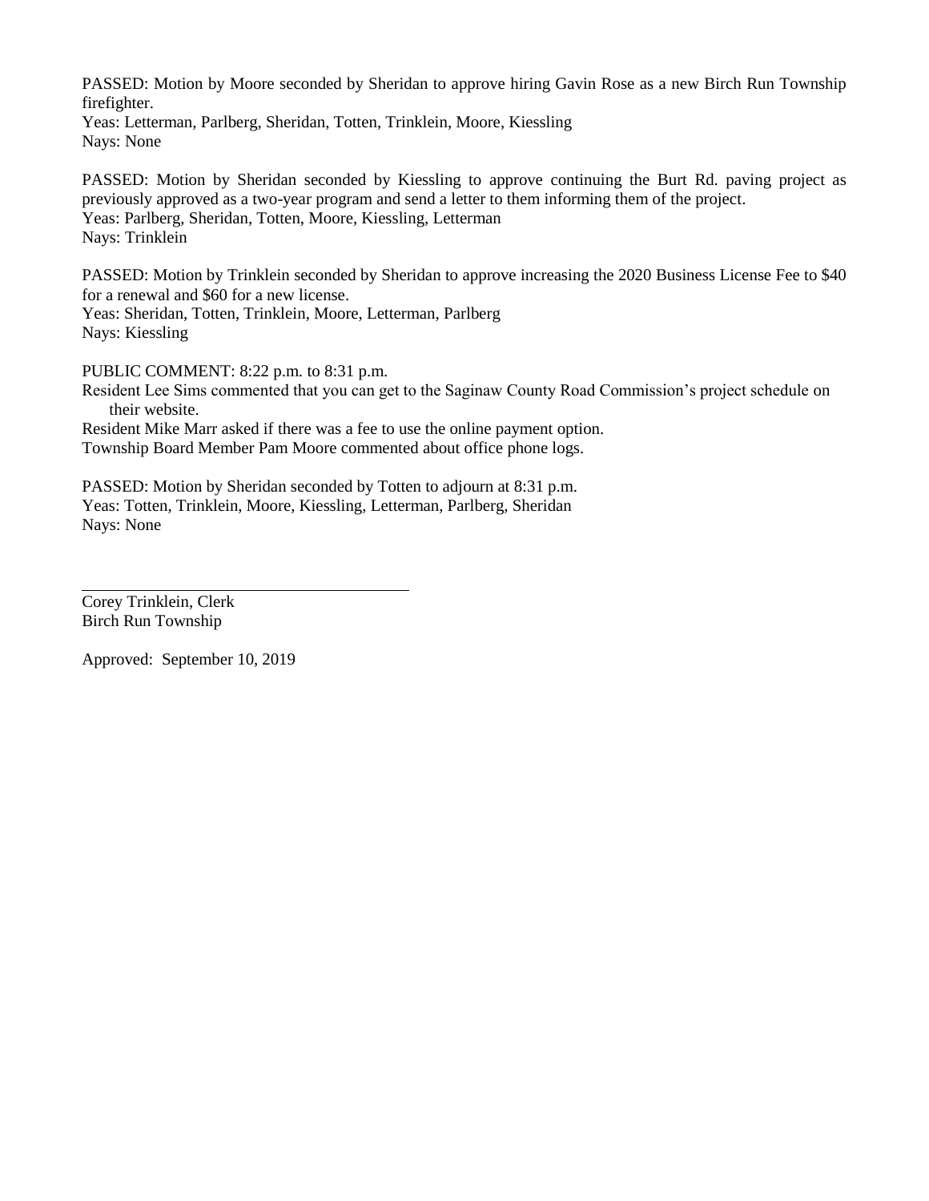PASSED: Motion by Moore seconded by Sheridan to approve hiring Gavin Rose as a new Birch Run Township firefighter.
Yeas: Letterman, Parlberg, Sheridan, Totten, Trinklein, Moore, Kiessling
Nays: None

PASSED: Motion by Sheridan seconded by Kiessling to approve continuing the Burt Rd. paving project as previously approved as a two-year program and send a letter to them informing them of the project.
Yeas: Parlberg, Sheridan, Totten, Moore, Kiessling, Letterman
Nays: Trinklein

PASSED: Motion by Trinklein seconded by Sheridan to approve increasing the 2020 Business License Fee to $40 for a renewal and $60 for a new license.
Yeas: Sheridan, Totten, Trinklein, Moore, Letterman, Parlberg
Nays: Kiessling

PUBLIC COMMENT: 8:22 p.m. to 8:31 p.m.
Resident Lee Sims commented that you can get to the Saginaw County Road Commission's project schedule on their website.
Resident Mike Marr asked if there was a fee to use the online payment option.
Township Board Member Pam Moore commented about office phone logs.

PASSED: Motion by Sheridan seconded by Totten to adjourn at 8:31 p.m.
Yeas: Totten, Trinklein, Moore, Kiessling, Letterman, Parlberg, Sheridan
Nays: None

Corey Trinklein, Clerk
Birch Run Township

Approved: September 10, 2019